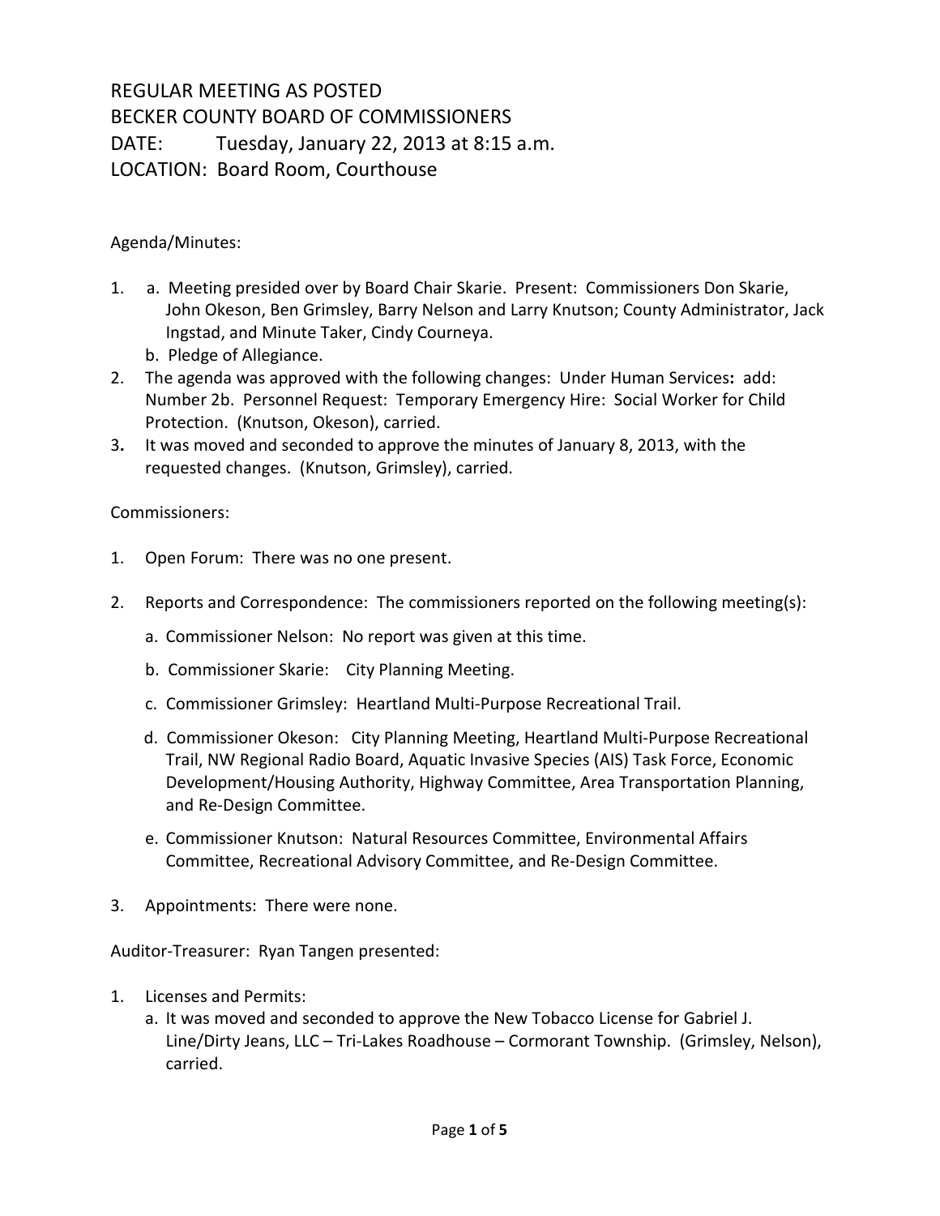REGULAR MEETING AS POSTED
BECKER COUNTY BOARD OF COMMISSIONERS
DATE: Tuesday, January 22, 2013 at 8:15 a.m.
LOCATION: Board Room, Courthouse

Agenda/Minutes:

1. a. Meeting presided over by Board Chair Skarie. Present: Commissioners Don Skarie, John Okeson, Ben Grimsley, Barry Nelson and Larry Knutson; County Administrator, Jack Ingstad, and Minute Taker, Cindy Courneya.
   b. Pledge of Allegiance.
2. The agenda was approved with the following changes: Under Human Services**:** add: Number 2b. Personnel Request: Temporary Emergency Hire: Social Worker for Child Protection. (Knutson, Okeson), carried.
3. It was moved and seconded to approve the minutes of January 8, 2013, with the requested changes. (Knutson, Grimsley), carried.

Commissioners:

1. Open Forum: There was no one present.
2. Reports and Correspondence: The commissioners reported on the following meeting(s):
   a. Commissioner Nelson: No report was given at this time.
   b. Commissioner Skarie: City Planning Meeting.
   c. Commissioner Grimsley: Heartland Multi-Purpose Recreational Trail.
   d. Commissioner Okeson: City Planning Meeting, Heartland Multi-Purpose Recreational Trail, NW Regional Radio Board, Aquatic Invasive Species (AIS) Task Force, Economic Development/Housing Authority, Highway Committee, Area Transportation Planning, and Re-Design Committee.
   e. Commissioner Knutson: Natural Resources Committee, Environmental Affairs Committee, Recreational Advisory Committee, and Re-Design Committee.
3. Appointments: There were none.

Auditor-Treasurer: Ryan Tangen presented:

1. Licenses and Permits:
   a. It was moved and seconded to approve the New Tobacco License for Gabriel J. Line/Dirty Jeans, LLC – Tri-Lakes Roadhouse – Cormorant Township. (Grimsley, Nelson), carried.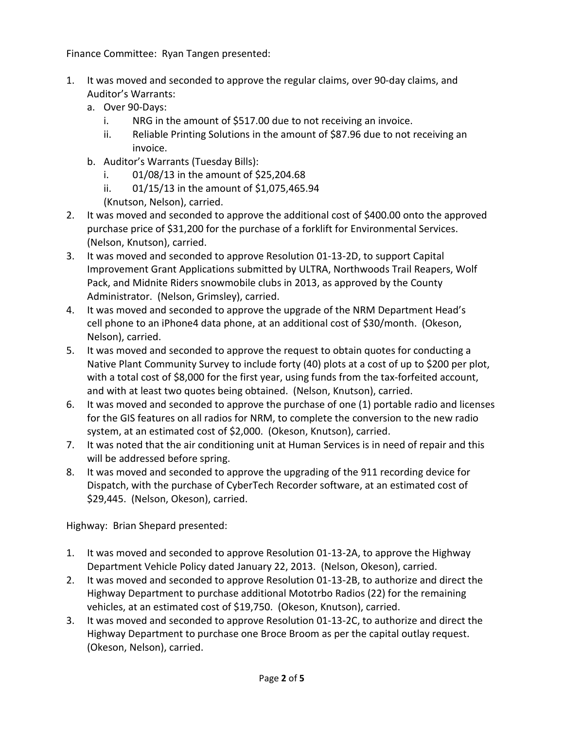Finance Committee: Ryan Tangen presented:

1. It was moved and seconded to approve the regular claims, over 90-day claims, and Auditor's Warrants:
   a. Over 90-Days:
      i. NRG in the amount of $517.00 due to not receiving an invoice.
      ii. Reliable Printing Solutions in the amount of $87.96 due to not receiving an invoice.
   b. Auditor's Warrants (Tuesday Bills):
      i. 01/08/13 in the amount of $25,204.68
      ii. 01/15/13 in the amount of $1,075,465.94

   (Knutson, Nelson), carried.
2. It was moved and seconded to approve the additional cost of $400.00 onto the approved purchase price of $31,200 for the purchase of a forklift for Environmental Services. (Nelson, Knutson), carried.
3. It was moved and seconded to approve Resolution 01-13-2D, to support Capital Improvement Grant Applications submitted by ULTRA, Northwoods Trail Reapers, Wolf Pack, and Midnite Riders snowmobile clubs in 2013, as approved by the County Administrator. (Nelson, Grimsley), carried.
4. It was moved and seconded to approve the upgrade of the NRM Department Head's cell phone to an iPhone4 data phone, at an additional cost of $30/month. (Okeson, Nelson), carried.
5. It was moved and seconded to approve the request to obtain quotes for conducting a Native Plant Community Survey to include forty (40) plots at a cost of up to $200 per plot, with a total cost of $8,000 for the first year, using funds from the tax-forfeited account, and with at least two quotes being obtained. (Nelson, Knutson), carried.
6. It was moved and seconded to approve the purchase of one (1) portable radio and licenses for the GIS features on all radios for NRM, to complete the conversion to the new radio system, at an estimated cost of $2,000. (Okeson, Knutson), carried.
7. It was noted that the air conditioning unit at Human Services is in need of repair and this will be addressed before spring.
8. It was moved and seconded to approve the upgrading of the 911 recording device for Dispatch, with the purchase of CyberTech Recorder software, at an estimated cost of $29,445. (Nelson, Okeson), carried.

Highway: Brian Shepard presented:

1. It was moved and seconded to approve Resolution 01-13-2A, to approve the Highway Department Vehicle Policy dated January 22, 2013. (Nelson, Okeson), carried.
2. It was moved and seconded to approve Resolution 01-13-2B, to authorize and direct the Highway Department to purchase additional Mototrbo Radios (22) for the remaining vehicles, at an estimated cost of $19,750. (Okeson, Knutson), carried.
3. It was moved and seconded to approve Resolution 01-13-2C, to authorize and direct the Highway Department to purchase one Broce Broom as per the capital outlay request. (Okeson, Nelson), carried.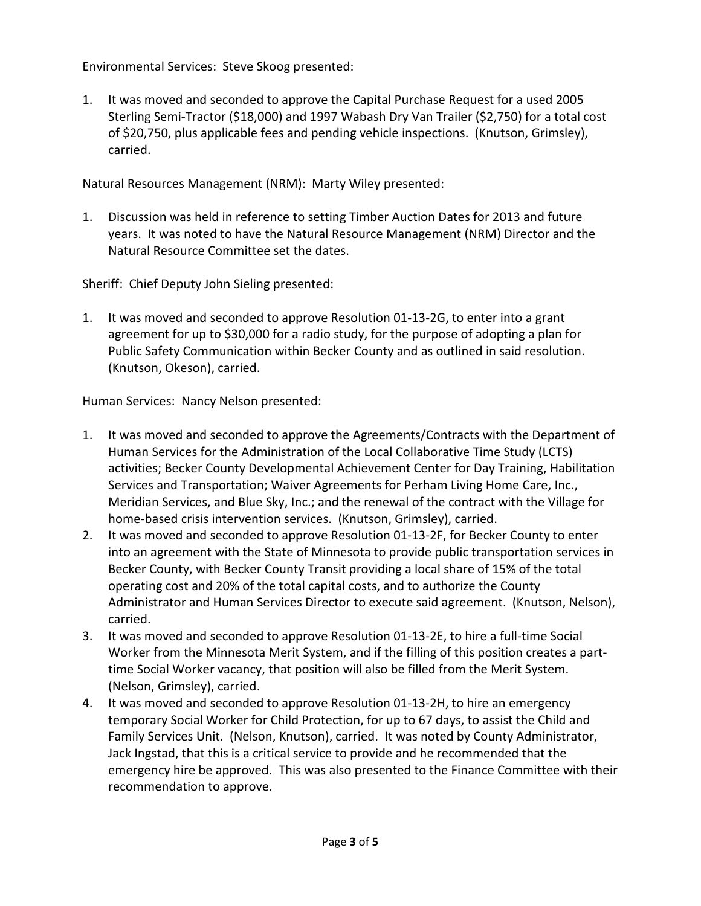Environmental Services: Steve Skoog presented:

1. It was moved and seconded to approve the Capital Purchase Request for a used 2005 Sterling Semi-Tractor ($18,000) and 1997 Wabash Dry Van Trailer ($2,750) for a total cost of $20,750, plus applicable fees and pending vehicle inspections. (Knutson, Grimsley), carried.

Natural Resources Management (NRM): Marty Wiley presented:

1. Discussion was held in reference to setting Timber Auction Dates for 2013 and future years. It was noted to have the Natural Resource Management (NRM) Director and the Natural Resource Committee set the dates.

Sheriff: Chief Deputy John Sieling presented:

1. It was moved and seconded to approve Resolution 01-13-2G, to enter into a grant agreement for up to $30,000 for a radio study, for the purpose of adopting a plan for Public Safety Communication within Becker County and as outlined in said resolution. (Knutson, Okeson), carried.

Human Services: Nancy Nelson presented:

1. It was moved and seconded to approve the Agreements/Contracts with the Department of Human Services for the Administration of the Local Collaborative Time Study (LCTS) activities; Becker County Developmental Achievement Center for Day Training, Habilitation Services and Transportation; Waiver Agreements for Perham Living Home Care, Inc., Meridian Services, and Blue Sky, Inc.; and the renewal of the contract with the Village for home-based crisis intervention services. (Knutson, Grimsley), carried.
2. It was moved and seconded to approve Resolution 01-13-2F, for Becker County to enter into an agreement with the State of Minnesota to provide public transportation services in Becker County, with Becker County Transit providing a local share of 15% of the total operating cost and 20% of the total capital costs, and to authorize the County Administrator and Human Services Director to execute said agreement. (Knutson, Nelson), carried.
3. It was moved and seconded to approve Resolution 01-13-2E, to hire a full-time Social Worker from the Minnesota Merit System, and if the filling of this position creates a part-time Social Worker vacancy, that position will also be filled from the Merit System. (Nelson, Grimsley), carried.
4. It was moved and seconded to approve Resolution 01-13-2H, to hire an emergency temporary Social Worker for Child Protection, for up to 67 days, to assist the Child and Family Services Unit. (Nelson, Knutson), carried. It was noted by County Administrator, Jack Ingstad, that this is a critical service to provide and he recommended that the emergency hire be approved. This was also presented to the Finance Committee with their recommendation to approve.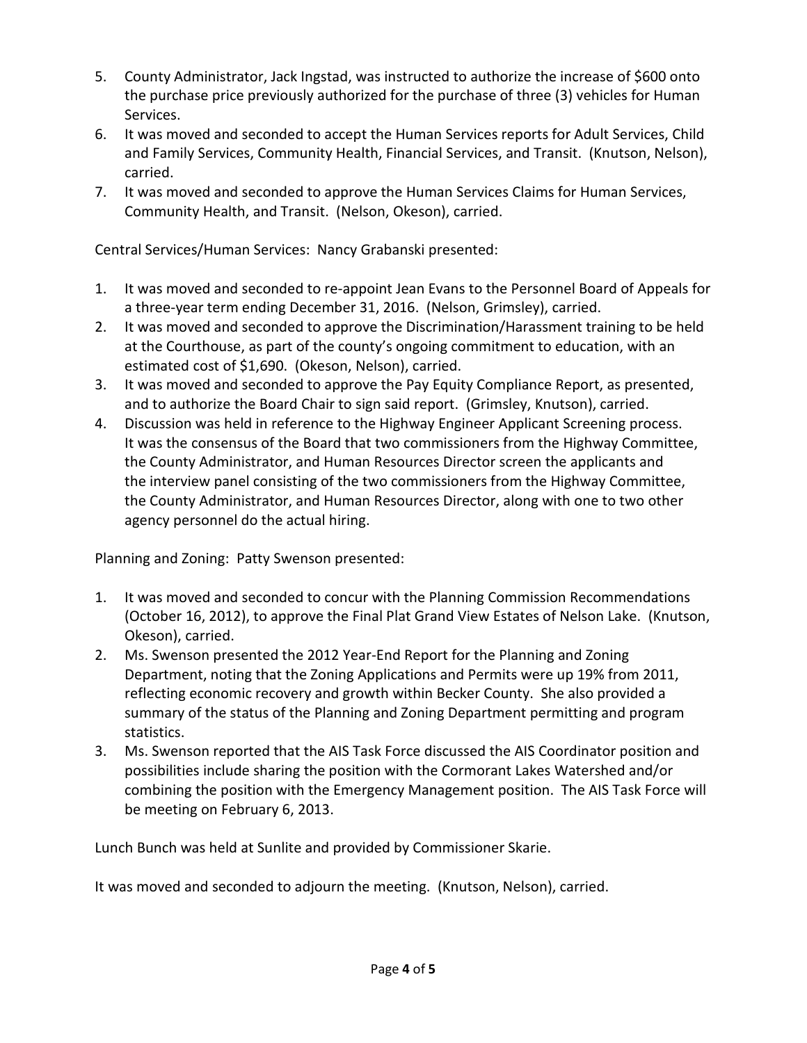5. County Administrator, Jack Ingstad, was instructed to authorize the increase of $600 onto the purchase price previously authorized for the purchase of three (3) vehicles for Human Services.
6. It was moved and seconded to accept the Human Services reports for Adult Services, Child and Family Services, Community Health, Financial Services, and Transit. (Knutson, Nelson), carried.
7. It was moved and seconded to approve the Human Services Claims for Human Services, Community Health, and Transit. (Nelson, Okeson), carried.

Central Services/Human Services: Nancy Grabanski presented:

1. It was moved and seconded to re-appoint Jean Evans to the Personnel Board of Appeals for a three-year term ending December 31, 2016. (Nelson, Grimsley), carried.
2. It was moved and seconded to approve the Discrimination/Harassment training to be held at the Courthouse, as part of the county's ongoing commitment to education, with an estimated cost of $1,690. (Okeson, Nelson), carried.
3. It was moved and seconded to approve the Pay Equity Compliance Report, as presented, and to authorize the Board Chair to sign said report. (Grimsley, Knutson), carried.
4. Discussion was held in reference to the Highway Engineer Applicant Screening process. It was the consensus of the Board that two commissioners from the Highway Committee, the County Administrator, and Human Resources Director screen the applicants and the interview panel consisting of the two commissioners from the Highway Committee, the County Administrator, and Human Resources Director, along with one to two other agency personnel do the actual hiring.

Planning and Zoning: Patty Swenson presented:

1. It was moved and seconded to concur with the Planning Commission Recommendations (October 16, 2012), to approve the Final Plat Grand View Estates of Nelson Lake. (Knutson, Okeson), carried.
2. Ms. Swenson presented the 2012 Year-End Report for the Planning and Zoning Department, noting that the Zoning Applications and Permits were up 19% from 2011, reflecting economic recovery and growth within Becker County. She also provided a summary of the status of the Planning and Zoning Department permitting and program statistics.
3. Ms. Swenson reported that the AIS Task Force discussed the AIS Coordinator position and possibilities include sharing the position with the Cormorant Lakes Watershed and/or combining the position with the Emergency Management position. The AIS Task Force will be meeting on February 6, 2013.

Lunch Bunch was held at Sunlite and provided by Commissioner Skarie.

It was moved and seconded to adjourn the meeting. (Knutson, Nelson), carried.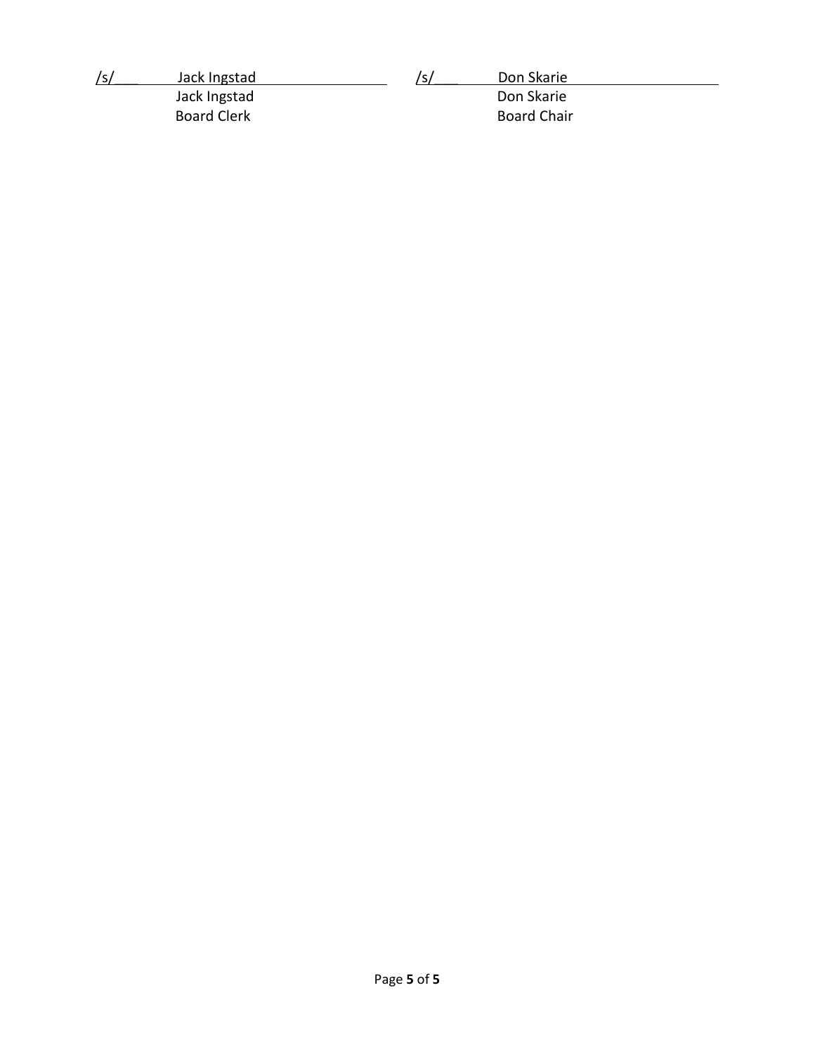| | |
|---|---|
| /s/___ Jack Ingstad | /s/___ Don Skarie |
| Jack Ingstad | Don Skarie |
| Board Clerk | Board Chair |